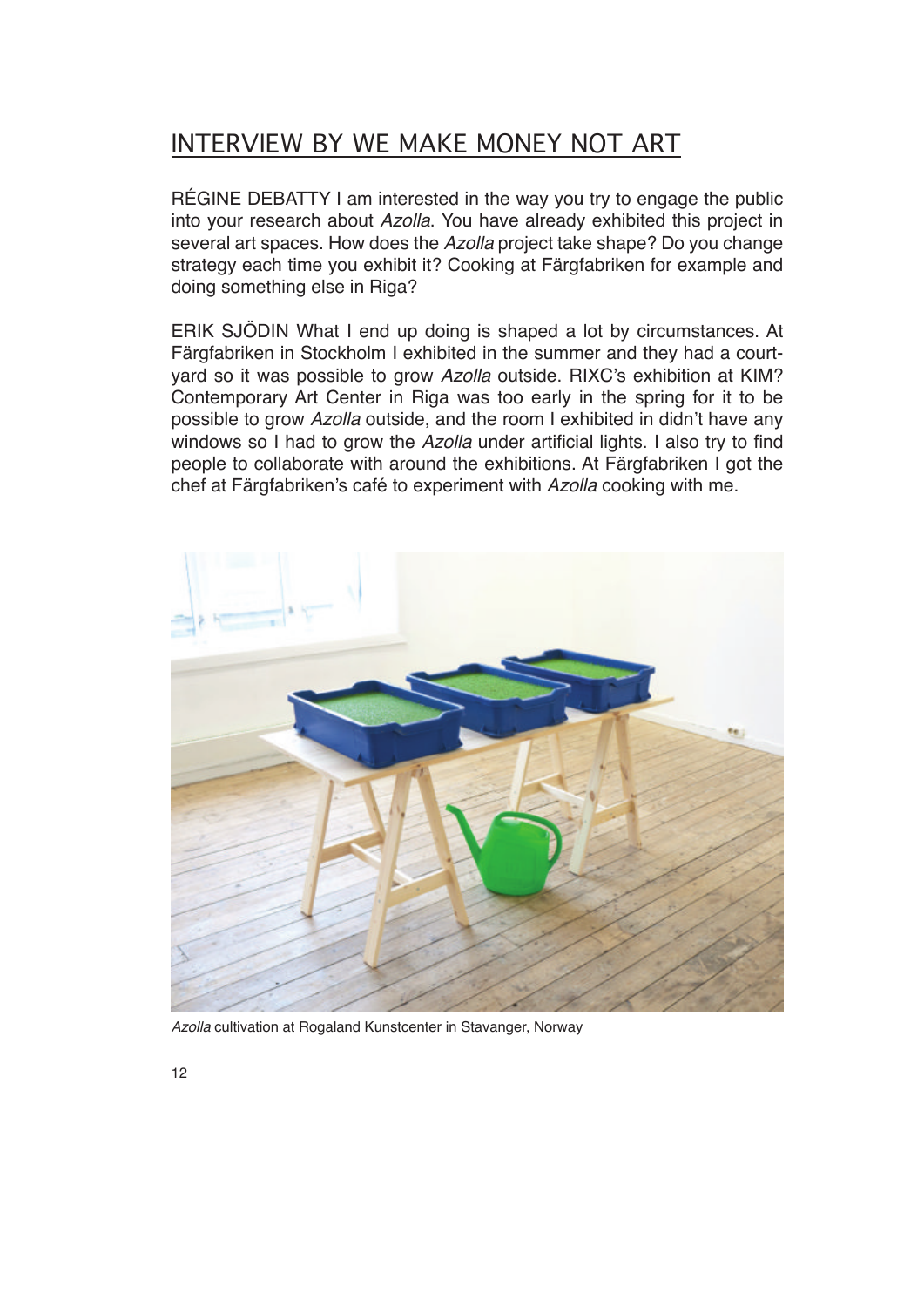## INTERVIEW BY WE MAKE MONEY NOT ART

RÉGINE DEBATTY I am interested in the way you try to engage the public into your research about *Azolla*. You have already exhibited this project in several art spaces. How does the *Azolla* project take shape? Do you change strategy each time you exhibit it? Cooking at Färgfabriken for example and doing something else in Riga?

ERIK SJÖDIN What I end up doing is shaped a lot by circumstances. At Färgfabriken in Stockholm I exhibited in the summer and they had a courtyard so it was possible to grow *Azolla* outside. RIXC's exhibition at KIM? Contemporary Art Center in Riga was too early in the spring for it to be possible to grow *Azolla* outside, and the room I exhibited in didn't have any windows so I had to grow the *Azolla* under artificial lights. I also try to find people to collaborate with around the exhibitions. At Färgfabriken I got the chef at Färgfabriken's café to experiment with *Azolla* cooking with me.

*Azolla* cultivation at Rogaland Kunstcenter in Stavanger, Norway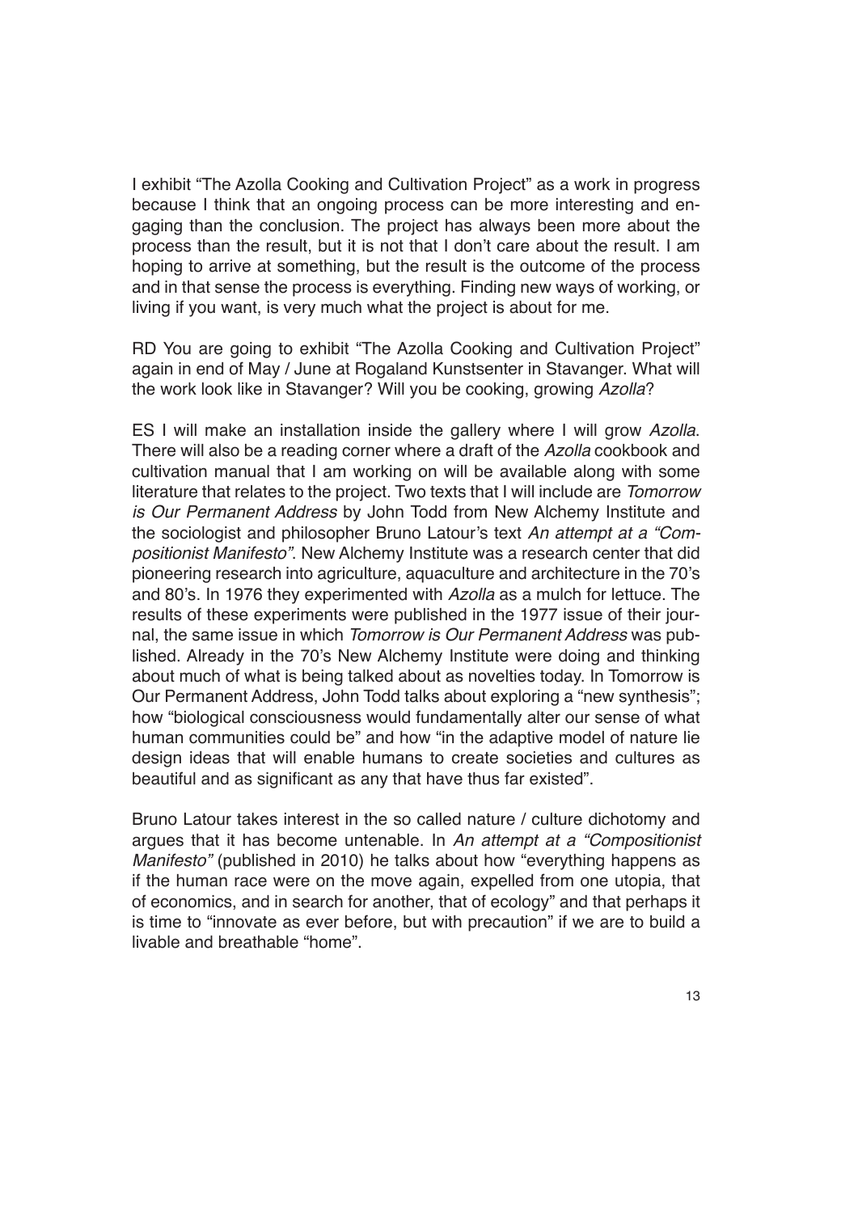I exhibit “The Azolla Cooking and Cultivation Project” as a work in progress because I think that an ongoing process can be more interesting and engaging than the conclusion. The project has always been more about the process than the result, but it is not that I don’t care about the result. I am hoping to arrive at something, but the result is the outcome of the process and in that sense the process is everything. Finding new ways of working, or living if you want, is very much what the project is about for me.

RD You are going to exhibit “The Azolla Cooking and Cultivation Project” again in end of May / June at Rogaland Kunstsenter in Stavanger. What will the work look like in Stavanger? Will you be cooking, growing *Azolla*?

ES I will make an installation inside the gallery where I will grow *Azolla*. There will also be a reading corner where a draft of the *Azolla* cookbook and cultivation manual that I am working on will be available along with some literature that relates to the project. Two texts that I will include are *Tomorrow is Our Permanent Address* by John Todd from New Alchemy Institute and the sociologist and philosopher Bruno Latour’s text *An attempt at a “Compositionist Manifesto”*. New Alchemy Institute was a research center that did pioneering research into agriculture, aquaculture and architecture in the 70’s and 80’s. In 1976 they experimented with *Azolla* as a mulch for lettuce. The results of these experiments were published in the 1977 issue of their journal, the same issue in which *Tomorrow is Our Permanent Address* was published. Already in the 70’s New Alchemy Institute were doing and thinking about much of what is being talked about as novelties today. In Tomorrow is Our Permanent Address, John Todd talks about exploring a “new synthesis”; how “biological consciousness would fundamentally alter our sense of what human communities could be” and how “in the adaptive model of nature lie design ideas that will enable humans to create societies and cultures as beautiful and as significant as any that have thus far existed”.

Bruno Latour takes interest in the so called nature / culture dichotomy and argues that it has become untenable. In *An attempt at a “Compositionist Manifesto”* (published in 2010) he talks about how “everything happens as if the human race were on the move again, expelled from one utopia, that of economics, and in search for another, that of ecology” and that perhaps it is time to “innovate as ever before, but with precaution” if we are to build a livable and breathable “home”.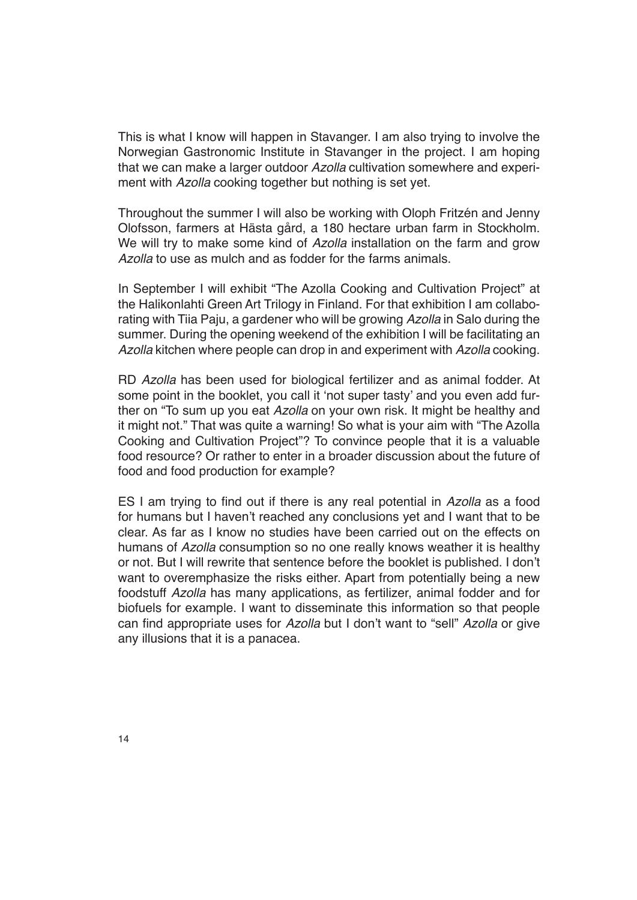This is what I know will happen in Stavanger. I am also trying to involve the Norwegian Gastronomic Institute in Stavanger in the project. I am hoping that we can make a larger outdoor *Azolla* cultivation somewhere and experiment with *Azolla* cooking together but nothing is set yet.

Throughout the summer I will also be working with Oloph Fritzén and Jenny Olofsson, farmers at Hästa gård, a 180 hectare urban farm in Stockholm. We will try to make some kind of *Azolla* installation on the farm and grow *Azolla* to use as mulch and as fodder for the farms animals.

In September I will exhibit "The Azolla Cooking and Cultivation Project" at the Halikonlahti Green Art Trilogy in Finland. For that exhibition I am collaborating with Tiia Paju, a gardener who will be growing *Azolla* in Salo during the summer. During the opening weekend of the exhibition I will be facilitating an *Azolla* kitchen where people can drop in and experiment with *Azolla* cooking.

RD *Azolla* has been used for biological fertilizer and as animal fodder. At some point in the booklet, you call it 'not super tasty' and you even add further on "To sum up you eat *Azolla* on your own risk. It might be healthy and it might not." That was quite a warning! So what is your aim with "The Azolla Cooking and Cultivation Project"? To convince people that it is a valuable food resource? Or rather to enter in a broader discussion about the future of food and food production for example?

ES I am trying to find out if there is any real potential in *Azolla* as a food for humans but I haven't reached any conclusions yet and I want that to be clear. As far as I know no studies have been carried out on the effects on humans of *Azolla* consumption so no one really knows weather it is healthy or not. But I will rewrite that sentence before the booklet is published. I don't want to overemphasize the risks either. Apart from potentially being a new foodstuff *Azolla* has many applications, as fertilizer, animal fodder and for biofuels for example. I want to disseminate this information so that people can find appropriate uses for *Azolla* but I don't want to "sell" *Azolla* or give any illusions that it is a panacea.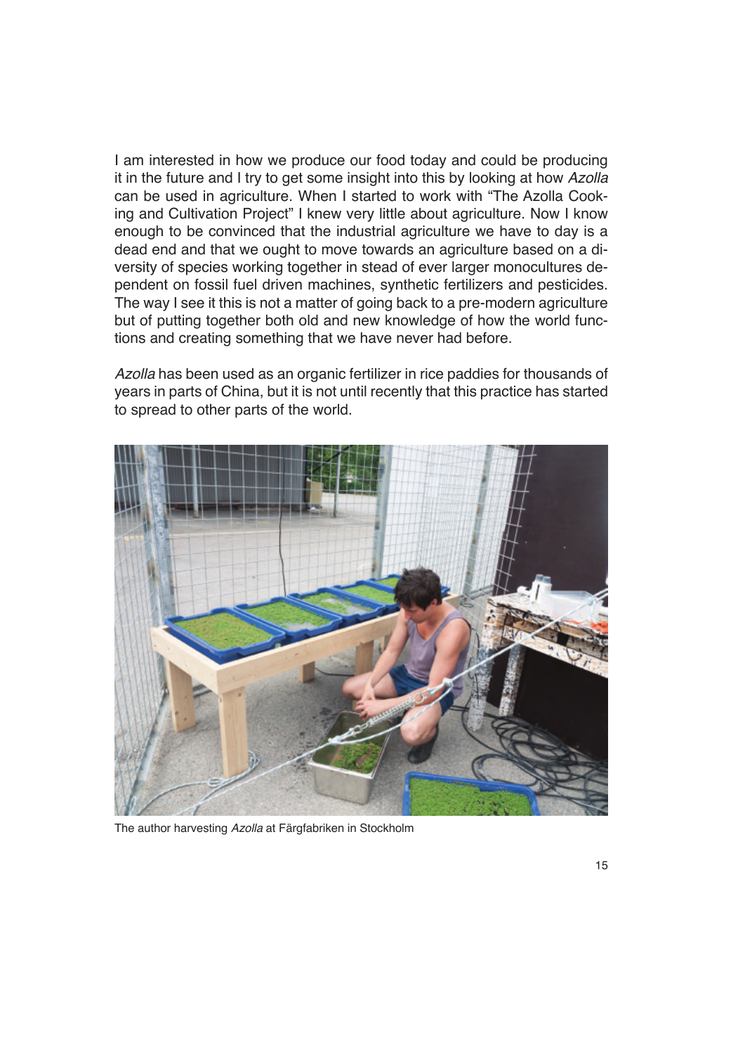I am interested in how we produce our food today and could be producing it in the future and I try to get some insight into this by looking at how *Azolla* can be used in agriculture. When I started to work with "The Azolla Cooking and Cultivation Project" I knew very little about agriculture. Now I know enough to be convinced that the industrial agriculture we have to day is a dead end and that we ought to move towards an agriculture based on a diversity of species working together in stead of ever larger monocultures dependent on fossil fuel driven machines, synthetic fertilizers and pesticides. The way I see it this is not a matter of going back to a pre-modern agriculture but of putting together both old and new knowledge of how the world functions and creating something that we have never had before.

*Azolla* has been used as an organic fertilizer in rice paddies for thousands of years in parts of China, but it is not until recently that this practice has started to spread to other parts of the world.

The author harvesting *Azolla* at Färgfabriken in Stockholm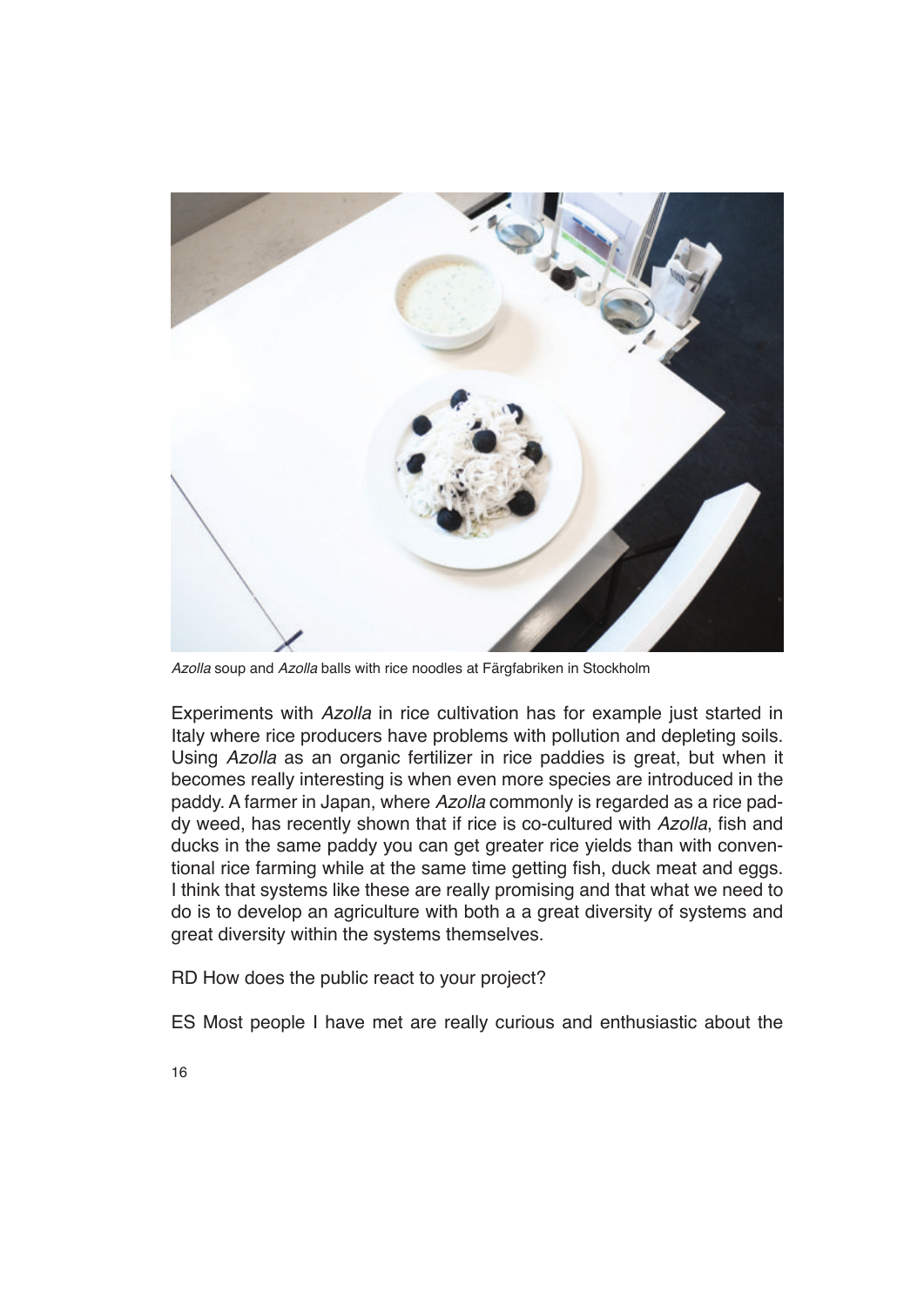*Azolla* soup and *Azolla* balls with rice noodles at Färgfabriken in Stockholm

Experiments with *Azolla* in rice cultivation has for example just started in Italy where rice producers have problems with pollution and depleting soils. Using *Azolla* as an organic fertilizer in rice paddies is great, but when it becomes really interesting is when even more species are introduced in the paddy. A farmer in Japan, where *Azolla* commonly is regarded as a rice paddy weed, has recently shown that if rice is co-cultured with *Azolla*, fish and ducks in the same paddy you can get greater rice yields than with conventional rice farming while at the same time getting fish, duck meat and eggs. I think that systems like these are really promising and that what we need to do is to develop an agriculture with both a a great diversity of systems and great diversity within the systems themselves.

RD How does the public react to your project?

ES Most people I have met are really curious and enthusiastic about the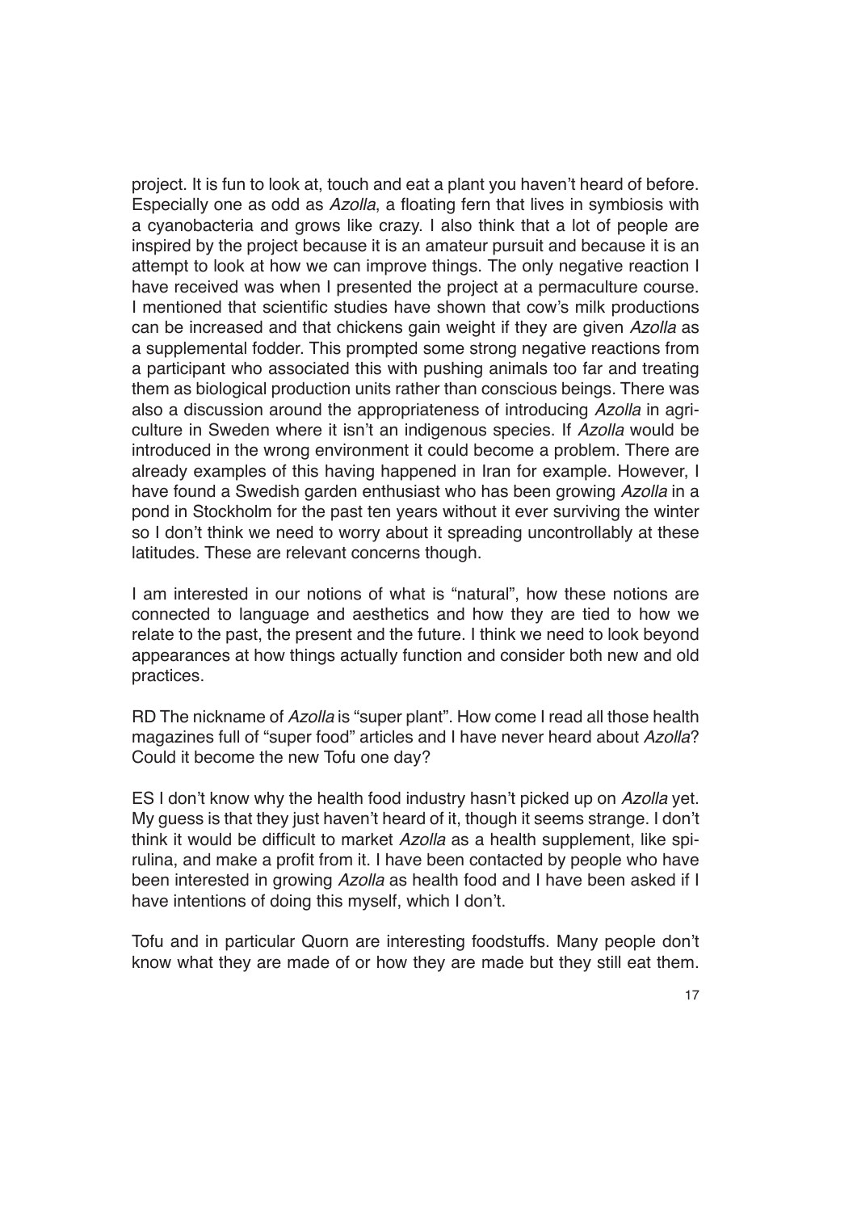project. It is fun to look at, touch and eat a plant you haven't heard of before. Especially one as odd as *Azolla*, a floating fern that lives in symbiosis with a cyanobacteria and grows like crazy. I also think that a lot of people are inspired by the project because it is an amateur pursuit and because it is an attempt to look at how we can improve things. The only negative reaction I have received was when I presented the project at a permaculture course. I mentioned that scientific studies have shown that cow's milk productions can be increased and that chickens gain weight if they are given *Azolla* as a supplemental fodder. This prompted some strong negative reactions from a participant who associated this with pushing animals too far and treating them as biological production units rather than conscious beings. There was also a discussion around the appropriateness of introducing *Azolla* in agriculture in Sweden where it isn't an indigenous species. If *Azolla* would be introduced in the wrong environment it could become a problem. There are already examples of this having happened in Iran for example. However, I have found a Swedish garden enthusiast who has been growing *Azolla* in a pond in Stockholm for the past ten years without it ever surviving the winter so I don't think we need to worry about it spreading uncontrollably at these latitudes. These are relevant concerns though.

I am interested in our notions of what is "natural", how these notions are connected to language and aesthetics and how they are tied to how we relate to the past, the present and the future. I think we need to look beyond appearances at how things actually function and consider both new and old practices.

RD The nickname of *Azolla* is "super plant". How come I read all those health magazines full of "super food" articles and I have never heard about *Azolla*? Could it become the new Tofu one day?

ES I don't know why the health food industry hasn't picked up on *Azolla* yet. My guess is that they just haven't heard of it, though it seems strange. I don't think it would be difficult to market *Azolla* as a health supplement, like spirulina, and make a profit from it. I have been contacted by people who have been interested in growing *Azolla* as health food and I have been asked if I have intentions of doing this myself, which I don't.

Tofu and in particular Quorn are interesting foodstuffs. Many people don't know what they are made of or how they are made but they still eat them.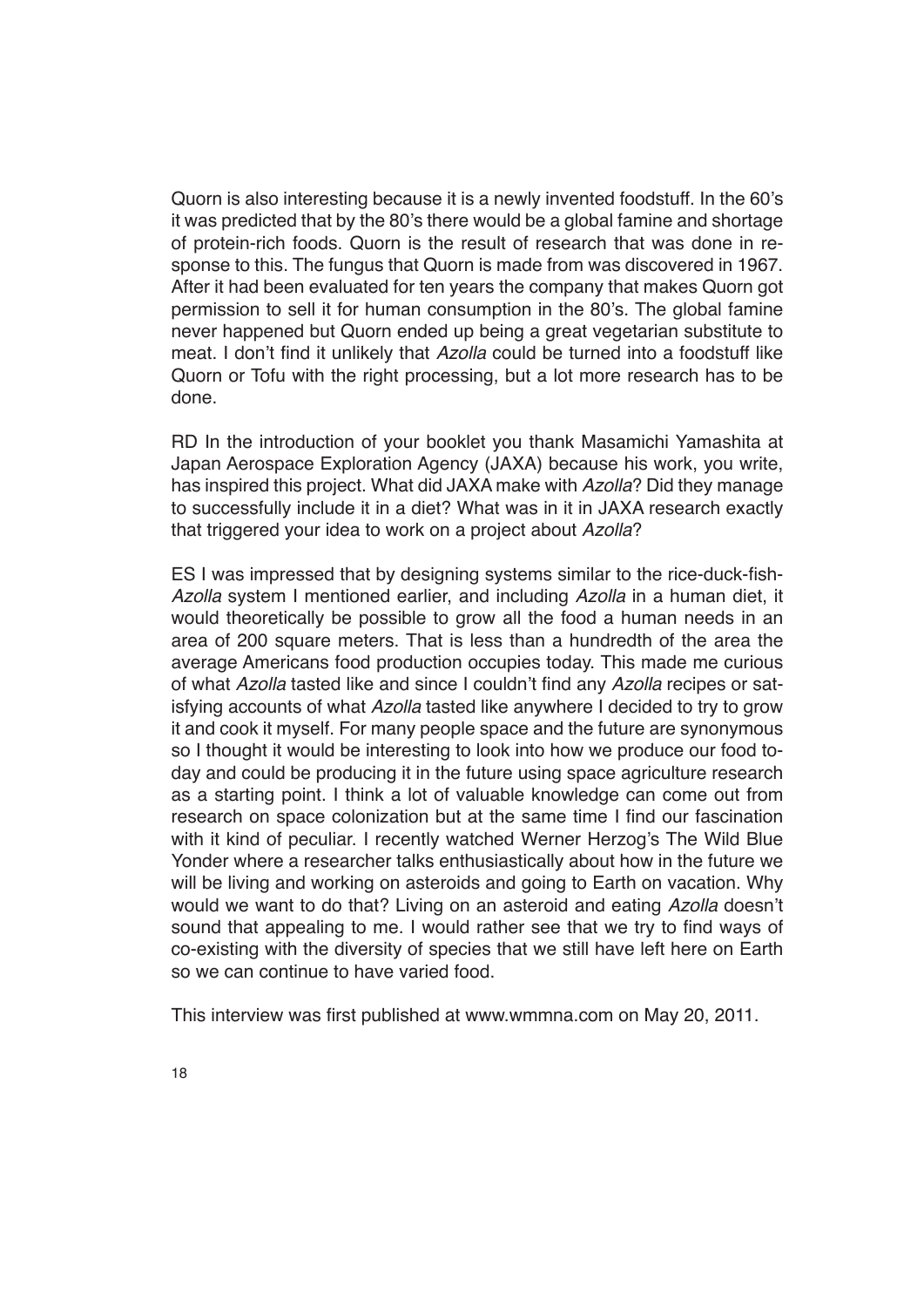Quorn is also interesting because it is a newly invented foodstuff. In the 60's it was predicted that by the 80's there would be a global famine and shortage of protein-rich foods. Quorn is the result of research that was done in response to this. The fungus that Quorn is made from was discovered in 1967. After it had been evaluated for ten years the company that makes Quorn got permission to sell it for human consumption in the 80's. The global famine never happened but Quorn ended up being a great vegetarian substitute to meat. I don't find it unlikely that *Azolla* could be turned into a foodstuff like Quorn or Tofu with the right processing, but a lot more research has to be done.

RD In the introduction of your booklet you thank Masamichi Yamashita at Japan Aerospace Exploration Agency (JAXA) because his work, you write, has inspired this project. What did JAXA make with *Azolla*? Did they manage to successfully include it in a diet? What was in it in JAXA research exactly that triggered your idea to work on a project about *Azolla*?

ES I was impressed that by designing systems similar to the rice-duck-fish-*Azolla* system I mentioned earlier, and including *Azolla* in a human diet, it would theoretically be possible to grow all the food a human needs in an area of 200 square meters. That is less than a hundredth of the area the average Americans food production occupies today. This made me curious of what *Azolla* tasted like and since I couldn't find any *Azolla* recipes or satisfying accounts of what *Azolla* tasted like anywhere I decided to try to grow it and cook it myself. For many people space and the future are synonymous so I thought it would be interesting to look into how we produce our food today and could be producing it in the future using space agriculture research as a starting point. I think a lot of valuable knowledge can come out from research on space colonization but at the same time I find our fascination with it kind of peculiar. I recently watched Werner Herzog's The Wild Blue Yonder where a researcher talks enthusiastically about how in the future we will be living and working on asteroids and going to Earth on vacation. Why would we want to do that? Living on an asteroid and eating *Azolla* doesn't sound that appealing to me. I would rather see that we try to find ways of co-existing with the diversity of species that we still have left here on Earth so we can continue to have varied food.

This interview was first published at www.wmmna.com on May 20, 2011.